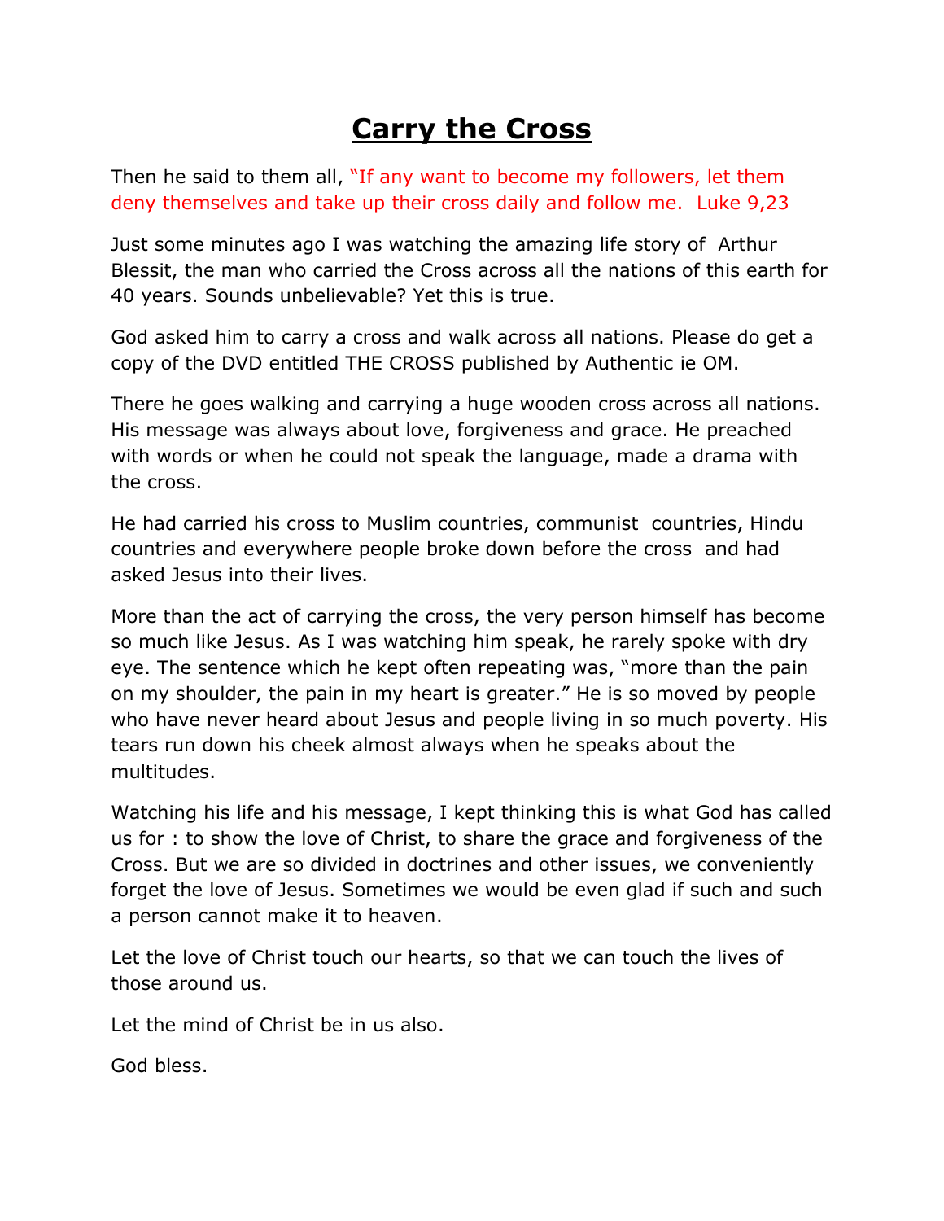# Carry the Cross

Then he said to them all, "If any want to become my followers, let them deny themselves and take up their cross daily and follow me. Luke 9,23

Just some minutes ago I was watching the amazing life story of Arthur Blessit, the man who carried the Cross across all the nations of this earth for 40 years. Sounds unbelievable? Yet this is true.

God asked him to carry a cross and walk across all nations. Please do get a copy of the DVD entitled THE CROSS published by Authentic ie OM.

There he goes walking and carrying a huge wooden cross across all nations. His message was always about love, forgiveness and grace. He preached with words or when he could not speak the language, made a drama with the cross.

He had carried his cross to Muslim countries, communist countries, Hindu countries and everywhere people broke down before the cross and had asked Jesus into their lives.

More than the act of carrying the cross, the very person himself has become so much like Jesus. As I was watching him speak, he rarely spoke with dry eye. The sentence which he kept often repeating was, "more than the pain on my shoulder, the pain in my heart is greater." He is so moved by people who have never heard about Jesus and people living in so much poverty. His tears run down his cheek almost always when he speaks about the multitudes.

Watching his life and his message, I kept thinking this is what God has called us for : to show the love of Christ, to share the grace and forgiveness of the Cross. But we are so divided in doctrines and other issues, we conveniently forget the love of Jesus. Sometimes we would be even glad if such and such a person cannot make it to heaven.

Let the love of Christ touch our hearts, so that we can touch the lives of those around us.

Let the mind of Christ be in us also.

God bless.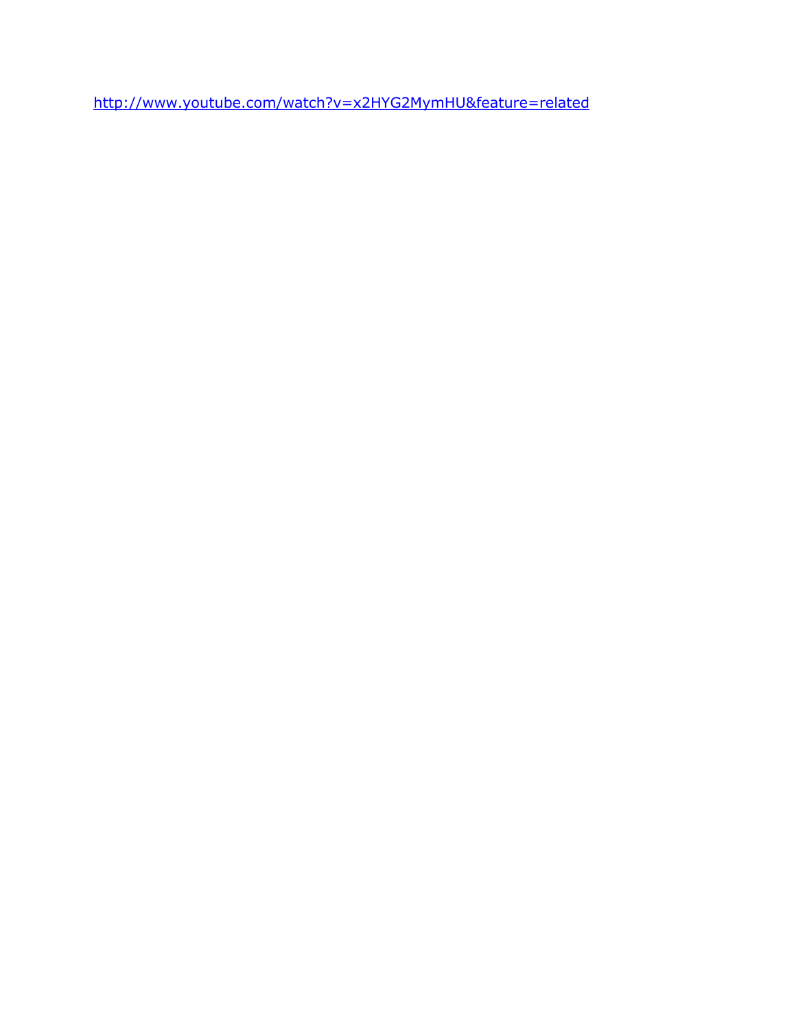http://www.youtube.com/watch?v=x2HYG2MymHU&feature=related